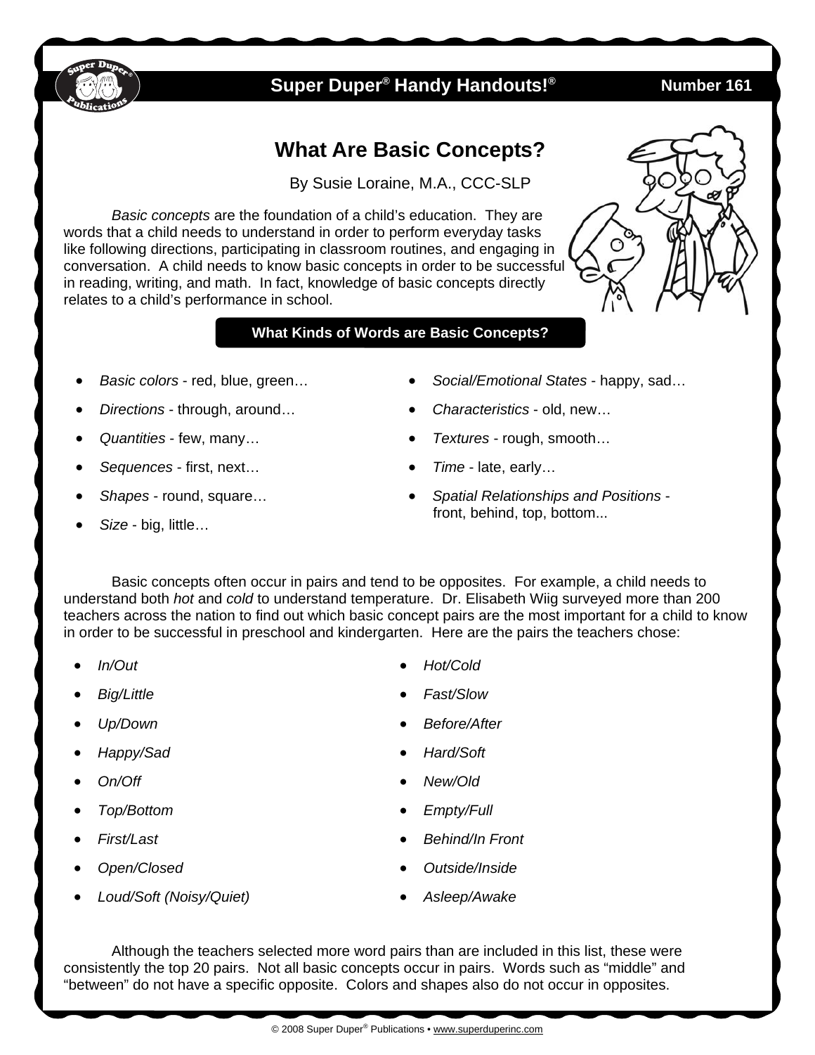# What Are Basic Concepts?

By Susie Loraine, M.A., CCC-SLP

*Basic concepts* are the foundation of a child's education. They are words that a child needs to understand in order to perform everyday tasks like following directions, participating in classroom routines, and engaging in conversation. A child needs to know basic concepts in order to be successful in reading, writing, and math. In fact, knowledge of basic concepts directly relates to a child's performance in school.

## What Kinds of Words are Basic Concepts?

- *Basic colors* - red, blue, green…
- *Directions* - through, around…
- *Quantities* - few, many…
- *Sequences* - first, next…
- *Shapes* - round, square…
- *Size* - big, little…
- *Social/Emotional States* - happy, sad…
- *Characteristics* - old, new…
- *Textures* - rough, smooth…
- *Time* - late, early…
- *Spatial Relationships and Positions* - front, behind, top, bottom...

Basic concepts often occur in pairs and tend to be opposites. For example, a child needs to understand both *hot* and *cold* to understand temperature. Dr. Elisabeth Wiig surveyed more than 200 teachers across the nation to find out which basic concept pairs are the most important for a child to know in order to be successful in preschool and kindergarten. Here are the pairs the teachers chose:

- *In/Out*
- *Big/Little*
- *Up/Down*
- *Happy/Sad*
- *On/Off*
- *Top/Bottom*
- *First/Last*
- *Open/Closed*
- *Loud/Soft (Noisy/Quiet)*
- *Hot/Cold*
- *Fast/Slow*
- *Before/After*
- *Hard/Soft*
- *New/Old*
- *Empty/Full*
- *Behind/In Front*
- *Outside/Inside*
- *Asleep/Awake*

Although the teachers selected more word pairs than are included in this list, these were consistently the top 20 pairs. Not all basic concepts occur in pairs. Words such as "middle" and "between" do not have a specific opposite. Colors and shapes also do not occur in opposites.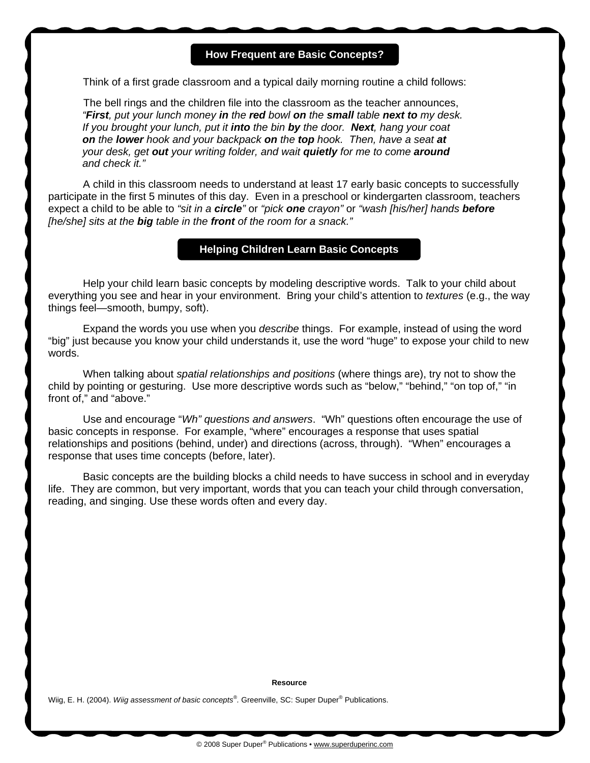## How Frequent are Basic Concepts?

Think of a first grade classroom and a typical daily morning routine a child follows:

The bell rings and the children file into the classroom as the teacher announces, *"**First**, put your lunch money **in** the **red** bowl **on** the **small** table **next to** my desk. If you brought your lunch, put it **into** the bin **by** the door. **Next**, hang your coat **on** the **lower** hook and your backpack **on** the **top** hook. Then, have a seat **at** your desk, get **out** your writing folder, and wait **quietly** for me to come **around** and check it."*

A child in this classroom needs to understand at least 17 early basic concepts to successfully participate in the first 5 minutes of this day. Even in a preschool or kindergarten classroom, teachers expect a child to be able to *"sit in a **circle**"* or *"pick **one** crayon"* or *"wash [his/her] hands **before** [he/she] sits at the **big** table in the **front** of the room for a snack."*

## Helping Children Learn Basic Concepts

Help your child learn basic concepts by modeling descriptive words. Talk to your child about everything you see and hear in your environment. Bring your child's attention to *textures* (e.g., the way things feel—smooth, bumpy, soft).

Expand the words you use when you *describe* things. For example, instead of using the word "big" just because you know your child understands it, use the word "huge" to expose your child to new words.

When talking about *spatial relationships and positions* (where things are), try not to show the child by pointing or gesturing. Use more descriptive words such as "below," "behind," "on top of," "in front of," and "above."

Use and encourage "*Wh" questions and answers*. "Wh" questions often encourage the use of basic concepts in response. For example, "where" encourages a response that uses spatial relationships and positions (behind, under) and directions (across, through). "When" encourages a response that uses time concepts (before, later).

Basic concepts are the building blocks a child needs to have success in school and in everyday life. They are common, but very important, words that you can teach your child through conversation, reading, and singing. Use these words often and every day.

**Resource**

Wiig, E. H. (2004). *Wiig assessment of basic concepts®*. Greenville, SC: Super Duper® Publications.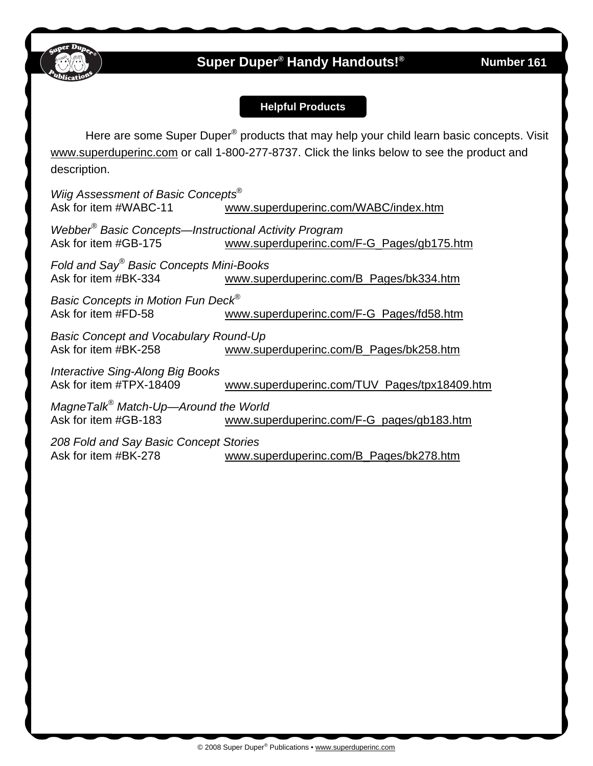## Helpful Products

Here are some Super Duper® products that may help your child learn basic concepts. Visit www.superduperinc.com or call 1-800-277-8737. Click the links below to see the product and description.

*Wiig Assessment of Basic Concepts®*
Ask for item #WABC-11 www.superduperinc.com/WABC/index.htm

*Webber® Basic Concepts—Instructional Activity Program*
Ask for item #GB-175 www.superduperinc.com/F-G_Pages/gb175.htm

*Fold and Say® Basic Concepts Mini-Books*
Ask for item #BK-334 www.superduperinc.com/B_Pages/bk334.htm

*Basic Concepts in Motion Fun Deck®*
Ask for item #FD-58 www.superduperinc.com/F-G_Pages/fd58.htm

*Basic Concept and Vocabulary Round-Up*
Ask for item #BK-258 www.superduperinc.com/B_Pages/bk258.htm

*Interactive Sing-Along Big Books*
Ask for item #TPX-18409 www.superduperinc.com/TUV_Pages/tpx18409.htm

*MagneTalk® Match-Up—Around the World*
Ask for item #GB-183 www.superduperinc.com/F-G_pages/gb183.htm

*208 Fold and Say Basic Concept Stories*
Ask for item #BK-278 www.superduperinc.com/B_Pages/bk278.htm